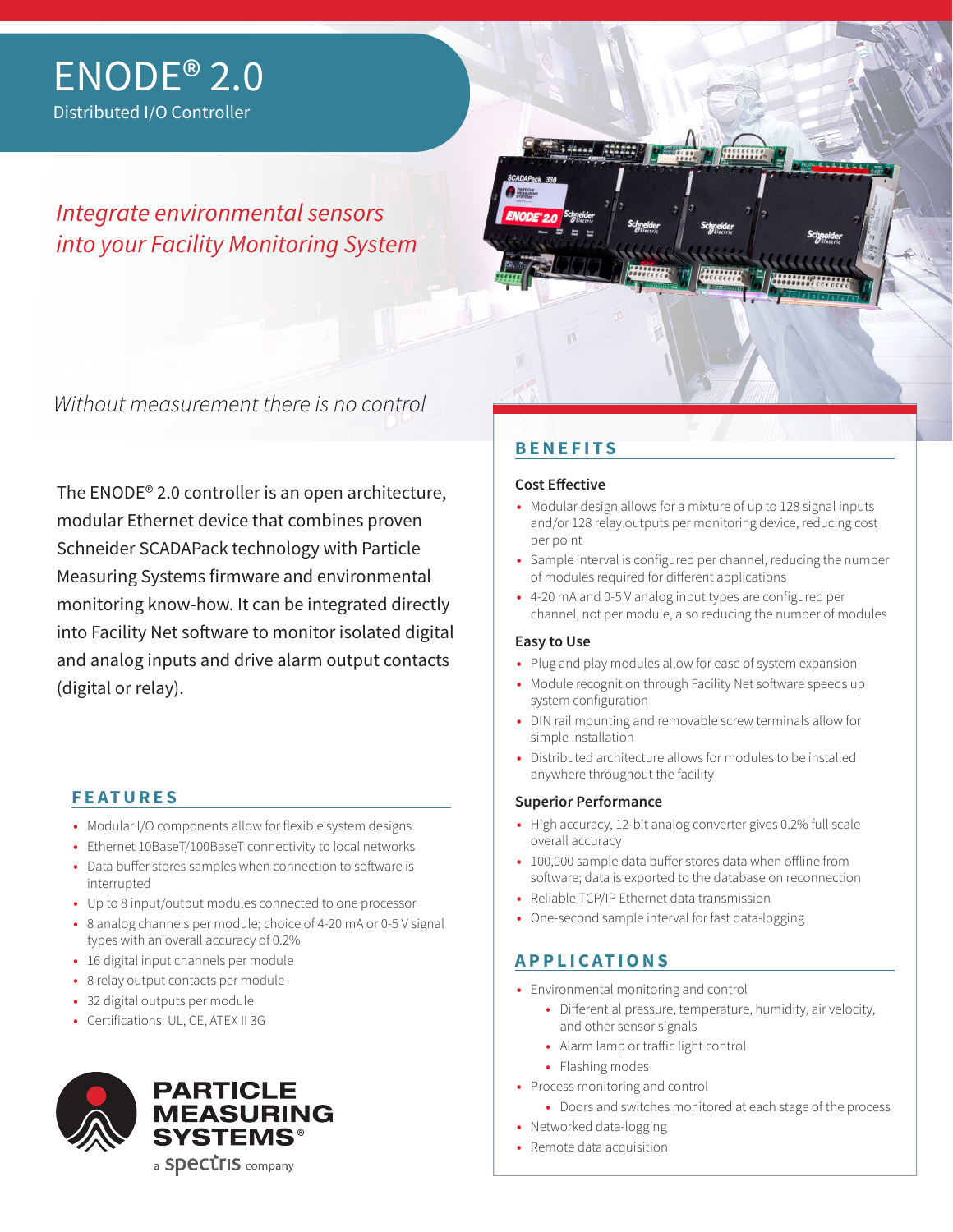# ENODE® 2.0

Distributed I/O Controller

*Integrate environmental sensors into your Facility Monitoring System*

*Without measurement there is no control*

The ENODE® 2.0 controller is an open architecture, modular Ethernet device that combines proven Schneider SCADAPack technology with Particle Measuring Systems firmware and environmental monitoring know-how. It can be integrated directly into Facility Net software to monitor isolated digital and analog inputs and drive alarm output contacts (digital or relay).

## FEATURES

- Modular I/O components allow for flexible system designs
- Ethernet 10BaseT/100BaseT connectivity to local networks
- Data buffer stores samples when connection to software is interrupted
- Up to 8 input/output modules connected to one processor
- 8 analog channels per module; choice of 4-20 mA or 0-5 V signal types with an overall accuracy of 0.2%
- 16 digital input channels per module
- 8 relay output contacts per module
- 32 digital outputs per module
- Certifications: UL, CE, ATEX II 3G

PARTICLE MEASURING SYSTEMS®
a spectris company

## BENEFITS

### Cost Effective

- Modular design allows for a mixture of up to 128 signal inputs and/or 128 relay outputs per monitoring device, reducing cost per point
- Sample interval is configured per channel, reducing the number of modules required for different applications
- 4-20 mA and 0-5 V analog input types are configured per channel, not per module, also reducing the number of modules

### Easy to Use

- Plug and play modules allow for ease of system expansion
- Module recognition through Facility Net software speeds up system configuration
- DIN rail mounting and removable screw terminals allow for simple installation
- Distributed architecture allows for modules to be installed anywhere throughout the facility

### Superior Performance

- High accuracy, 12-bit analog converter gives 0.2% full scale overall accuracy
- 100,000 sample data buffer stores data when offline from software; data is exported to the database on reconnection
- Reliable TCP/IP Ethernet data transmission
- One-second sample interval for fast data-logging

## APPLICATIONS

- Environmental monitoring and control
  - Differential pressure, temperature, humidity, air velocity, and other sensor signals
  - Alarm lamp or traffic light control
  - Flashing modes
- Process monitoring and control
  - Doors and switches monitored at each stage of the process
- Networked data-logging
- Remote data acquisition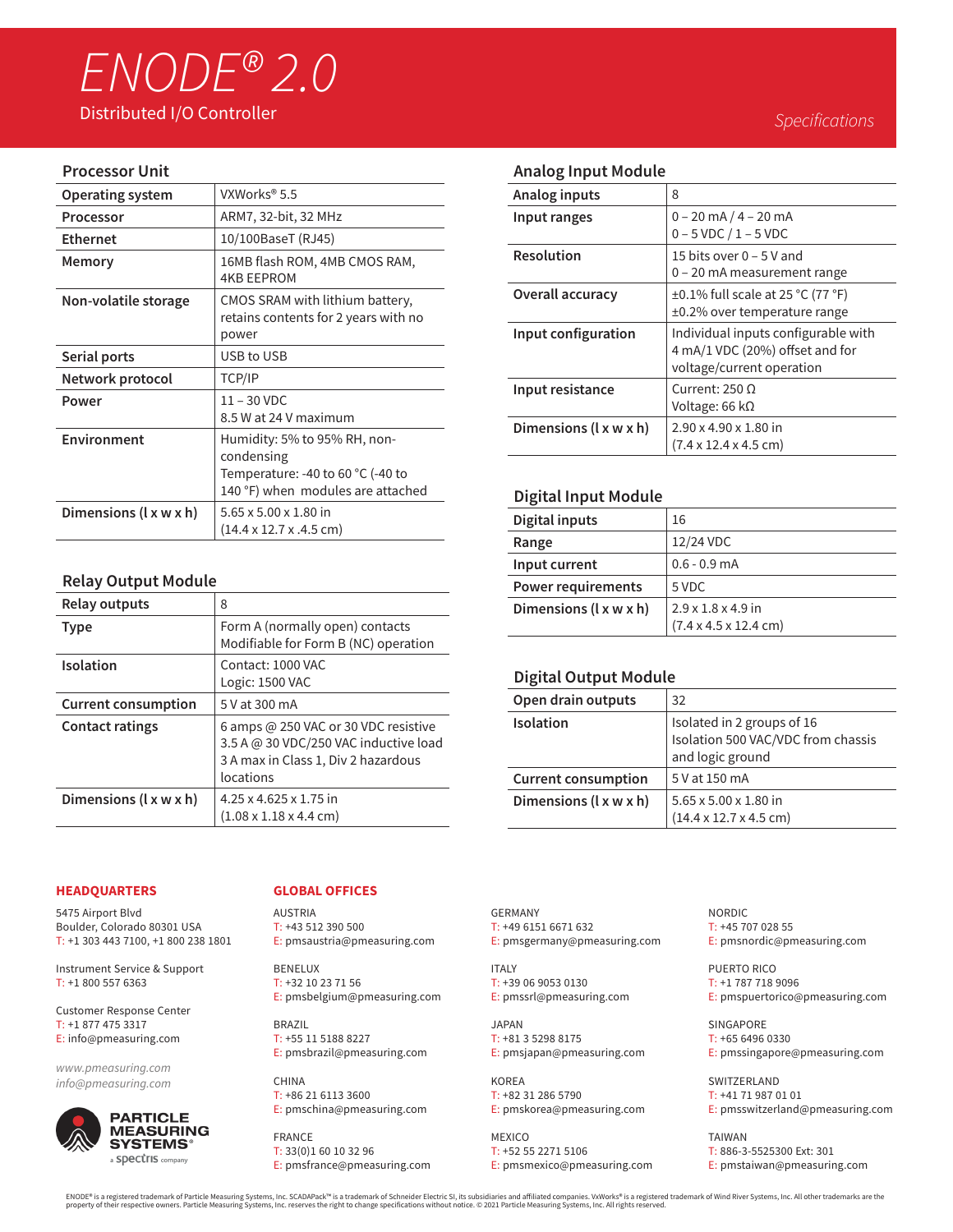# ENODE® 2.0

Distributed I/O Controller

Specifications

## Processor Unit

| | |
|---|---|
| Operating system | VXWorks® 5.5 |
| Processor | ARM7, 32-bit, 32 MHz |
| Ethernet | 10/100BaseT (RJ45) |
| Memory | 16MB flash ROM, 4MB CMOS RAM, 4KB EEPROM |
| Non-volatile storage | CMOS SRAM with lithium battery, retains contents for 2 years with no power |
| Serial ports | USB to USB |
| Network protocol | TCP/IP |
| Power | 11 – 30 VDC<br>8.5 W at 24 V maximum |
| Environment | Humidity: 5% to 95% RH, non-condensing<br>Temperature: -40 to 60 °C (-40 to 140 °F) when modules are attached |
| Dimensions (l x w x h) | 5.65 x 5.00 x 1.80 in<br>(14.4 x 12.7 x .4.5 cm) |

## Relay Output Module

| | |
|---|---|
| Relay outputs | 8 |
| Type | Form A (normally open) contacts<br>Modifiable for Form B (NC) operation |
| Isolation | Contact: 1000 VAC<br>Logic: 1500 VAC |
| Current consumption | 5 V at 300 mA |
| Contact ratings | 6 amps @ 250 VAC or 30 VDC resistive<br>3.5 A @ 30 VDC/250 VAC inductive load<br>3 A max in Class 1, Div 2 hazardous locations |
| Dimensions (l x w x h) | 4.25 x 4.625 x 1.75 in<br>(1.08 x 1.18 x 4.4 cm) |

## Analog Input Module

| | |
|---|---|
| Analog inputs | 8 |
| Input ranges | 0 – 20 mA / 4 – 20 mA<br>0 – 5 VDC / 1 – 5 VDC |
| Resolution | 15 bits over 0 – 5 V and<br>0 – 20 mA measurement range |
| Overall accuracy | ±0.1% full scale at 25 °C (77 °F)<br>±0.2% over temperature range |
| Input configuration | Individual inputs configurable with 4 mA/1 VDC (20%) offset and for voltage/current operation |
| Input resistance | Current: 250 Ω<br>Voltage: 66 kΩ |
| Dimensions (l x w x h) | 2.90 x 4.90 x 1.80 in<br>(7.4 x 12.4 x 4.5 cm) |

## Digital Input Module

| | |
|---|---|
| Digital inputs | 16 |
| Range | 12/24 VDC |
| Input current | 0.6 - 0.9 mA |
| Power requirements | 5 VDC |
| Dimensions (l x w x h) | 2.9 x 1.8 x 4.9 in<br>(7.4 x 4.5 x 12.4 cm) |

## Digital Output Module

| | |
|---|---|
| Open drain outputs | 32 |
| Isolation | Isolated in 2 groups of 16<br>Isolation 500 VAC/VDC from chassis and logic ground |
| Current consumption | 5 V at 150 mA |
| Dimensions (l x w x h) | 5.65 x 5.00 x 1.80 in<br>(14.4 x 12.7 x 4.5 cm) |

**HEADQUARTERS**

5475 Airport Blvd
Boulder, Colorado 80301 USA
T: +1 303 443 7100, +1 800 238 1801

Instrument Service & Support
T: +1 800 557 6363

Customer Response Center
T: +1 877 475 3317
E: info@pmeasuring.com

*www.pmeasuring.com*
*info@pmeasuring.com*

PARTICLE MEASURING SYSTEMS®
a spectris company

**GLOBAL OFFICES**

AUSTRIA
T: +43 512 390 500
E: pmsaustria@pmeasuring.com

BENELUX
T: +32 10 23 71 56
E: pmsbelgium@pmeasuring.com

BRAZIL
T: +55 11 5188 8227
E: pmsbrazil@pmeasuring.com

CHINA
T: +86 21 6113 3600
E: pmschina@pmeasuring.com

FRANCE
T: 33(0)1 60 10 32 96
E: pmsfrance@pmeasuring.com

GERMANY
T: +49 6151 6671 632
E: pmsgermany@pmeasuring.com

ITALY
T: +39 06 9053 0130
E: pmssrl@pmeasuring.com

JAPAN
T: +81 3 5298 8175
E: pmsjapan@pmeasuring.com

KOREA
T: +82 31 286 5790
E: pmskorea@pmeasuring.com

MEXICO
T: +52 55 2271 5106
E: pmsmexico@pmeasuring.com

NORDIC
T: +45 707 028 55
E: pmsnordic@pmeasuring.com

PUERTO RICO
T: +1 787 718 9096
E: pmspuertorico@pmeasuring.com

SINGAPORE
T: +65 6496 0330
E: pmssingapore@pmeasuring.com

SWITZERLAND
T: +41 71 987 01 01
E: pmsswitzerland@pmeasuring.com

TAIWAN
T: 886-3-5525300 Ext: 301
E: pmstaiwan@pmeasuring.com

ENODE® is a registered trademark of Particle Measuring Systems, Inc. SCADAPack™ is a trademark of Schneider Electric SI, its subsidiaries and affiliated companies. VxWorks® is a registered trademark of Wind River Systems, Inc. All other trademarks are the property of their respective owners. Particle Measuring Systems, Inc. reserves the right to change specifications without notice. © 2021 Particle Measuring Systems, Inc. All rights reserved.